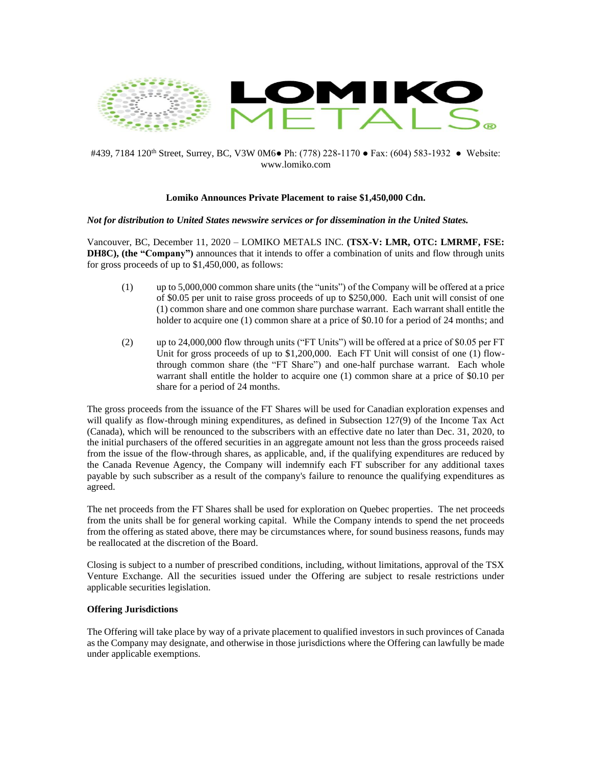#439, 7184 120th Street, Surrey, BC, V3W 0M6● Ph: (778) 228-1170 ● Fax: (604) 583-1932 ● Website: www.lomiko.com

**Lomiko Announces Private Placement to raise $1,450,000 Cdn.**

***Not for distribution to United States newswire services or for dissemination in the United States.***

Vancouver, BC, December 11, 2020 – LOMIKO METALS INC. **(TSX-V: LMR, OTC: LMRMF, FSE: DH8C), (the "Company")** announces that it intends to offer a combination of units and flow through units for gross proceeds of up to $1,450,000, as follows:

(1) up to 5,000,000 common share units (the "units") of the Company will be offered at a price of $0.05 per unit to raise gross proceeds of up to $250,000. Each unit will consist of one (1) common share and one common share purchase warrant. Each warrant shall entitle the holder to acquire one (1) common share at a price of $0.10 for a period of 24 months; and

(2) up to 24,000,000 flow through units ("FT Units") will be offered at a price of $0.05 per FT Unit for gross proceeds of up to $1,200,000. Each FT Unit will consist of one (1) flow-through common share (the "FT Share") and one-half purchase warrant. Each whole warrant shall entitle the holder to acquire one (1) common share at a price of $0.10 per share for a period of 24 months.

The gross proceeds from the issuance of the FT Shares will be used for Canadian exploration expenses and will qualify as flow-through mining expenditures, as defined in Subsection 127(9) of the Income Tax Act (Canada), which will be renounced to the subscribers with an effective date no later than Dec. 31, 2020, to the initial purchasers of the offered securities in an aggregate amount not less than the gross proceeds raised from the issue of the flow-through shares, as applicable, and, if the qualifying expenditures are reduced by the Canada Revenue Agency, the Company will indemnify each FT subscriber for any additional taxes payable by such subscriber as a result of the company's failure to renounce the qualifying expenditures as agreed.

The net proceeds from the FT Shares shall be used for exploration on Quebec properties. The net proceeds from the units shall be for general working capital. While the Company intends to spend the net proceeds from the offering as stated above, there may be circumstances where, for sound business reasons, funds may be reallocated at the discretion of the Board.

Closing is subject to a number of prescribed conditions, including, without limitations, approval of the TSX Venture Exchange. All the securities issued under the Offering are subject to resale restrictions under applicable securities legislation.

**Offering Jurisdictions**

The Offering will take place by way of a private placement to qualified investors in such provinces of Canada as the Company may designate, and otherwise in those jurisdictions where the Offering can lawfully be made under applicable exemptions.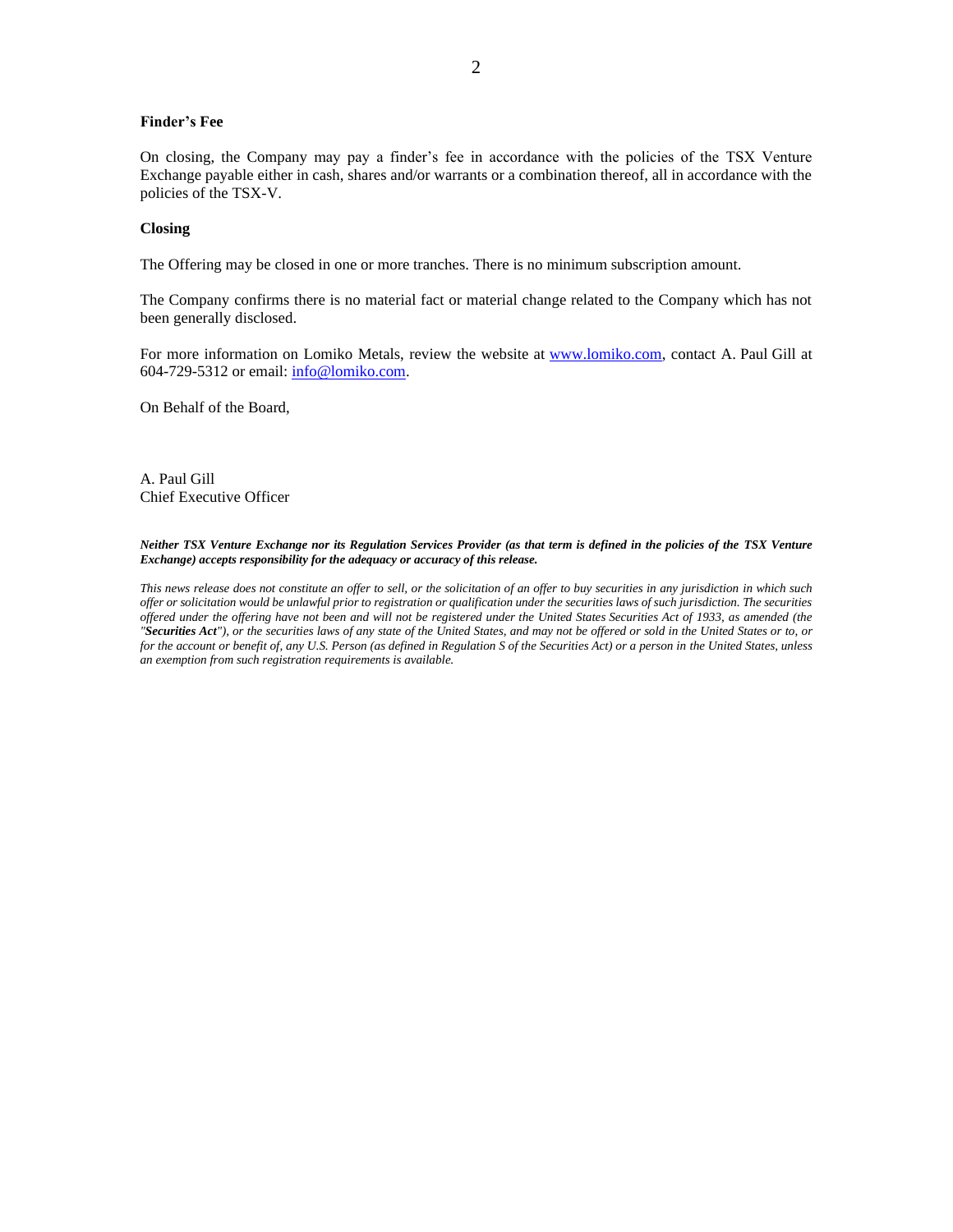**Finder's Fee**

On closing, the Company may pay a finder's fee in accordance with the policies of the TSX Venture Exchange payable either in cash, shares and/or warrants or a combination thereof, all in accordance with the policies of the TSX-V.

**Closing**

The Offering may be closed in one or more tranches. There is no minimum subscription amount.

The Company confirms there is no material fact or material change related to the Company which has not been generally disclosed.

For more information on Lomiko Metals, review the website at [www.lomiko.com](http://www.lomiko.com), contact A. Paul Gill at 604-729-5312 or email: [info@lomiko.com](mailto:info@lomiko.com).

On Behalf of the Board,

A. Paul Gill
Chief Executive Officer

***Neither TSX Venture Exchange nor its Regulation Services Provider (as that term is defined in the policies of the TSX Venture Exchange) accepts responsibility for the adequacy or accuracy of this release.***

*This news release does not constitute an offer to sell, or the solicitation of an offer to buy securities in any jurisdiction in which such offer or solicitation would be unlawful prior to registration or qualification under the securities laws of such jurisdiction. The securities offered under the offering have not been and will not be registered under the United States Securities Act of 1933, as amended (the "**Securities Act**"), or the securities laws of any state of the United States, and may not be offered or sold in the United States or to, or for the account or benefit of, any U.S. Person (as defined in Regulation S of the Securities Act) or a person in the United States, unless an exemption from such registration requirements is available.*